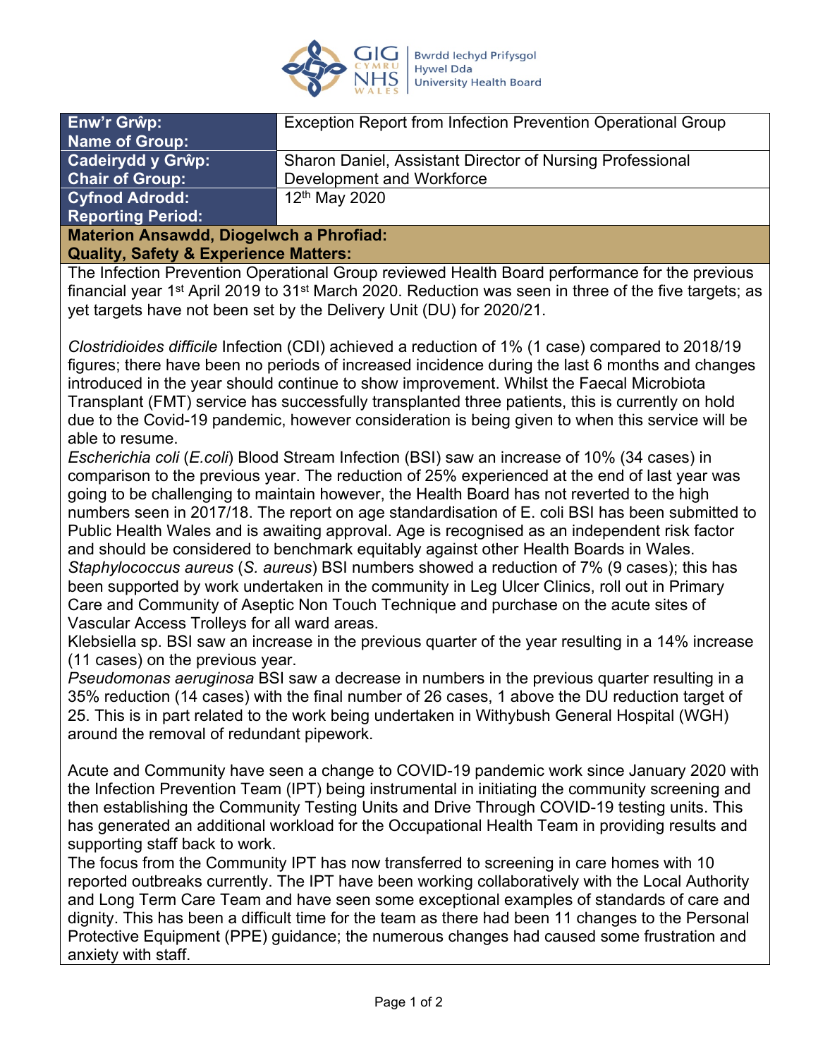| Enw'r Grŵp: Name of Group: | Exception Report from Infection Prevention Operational Group |
|---|---|
| **Cadeirydd y Grŵp: Chair of Group:** | Sharon Daniel, Assistant Director of Nursing Professional Development and Workforce |
| **Cyfnod Adrodd: Reporting Period:** | 12th May 2020 |

**Materion Ansawdd, Diogelwch a Phrofiad:**
**Quality, Safety & Experience Matters:**

The Infection Prevention Operational Group reviewed Health Board performance for the previous financial year 1st April 2019 to 31st March 2020. Reduction was seen in three of the five targets; as yet targets have not been set by the Delivery Unit (DU) for 2020/21.

*Clostridioides difficile* Infection (CDI) achieved a reduction of 1% (1 case) compared to 2018/19 figures; there have been no periods of increased incidence during the last 6 months and changes introduced in the year should continue to show improvement. Whilst the Faecal Microbiota Transplant (FMT) service has successfully transplanted three patients, this is currently on hold due to the Covid-19 pandemic, however consideration is being given to when this service will be able to resume.

*Escherichia coli* (*E.coli*) Blood Stream Infection (BSI) saw an increase of 10% (34 cases) in comparison to the previous year. The reduction of 25% experienced at the end of last year was going to be challenging to maintain however, the Health Board has not reverted to the high numbers seen in 2017/18. The report on age standardisation of E. coli BSI has been submitted to Public Health Wales and is awaiting approval. Age is recognised as an independent risk factor and should be considered to benchmark equitably against other Health Boards in Wales.

*Staphylococcus aureus* (*S. aureus*) BSI numbers showed a reduction of 7% (9 cases); this has been supported by work undertaken in the community in Leg Ulcer Clinics, roll out in Primary Care and Community of Aseptic Non Touch Technique and purchase on the acute sites of Vascular Access Trolleys for all ward areas.

Klebsiella sp. BSI saw an increase in the previous quarter of the year resulting in a 14% increase (11 cases) on the previous year.

*Pseudomonas aeruginosa* BSI saw a decrease in numbers in the previous quarter resulting in a 35% reduction (14 cases) with the final number of 26 cases, 1 above the DU reduction target of 25. This is in part related to the work being undertaken in Withybush General Hospital (WGH) around the removal of redundant pipework.

Acute and Community have seen a change to COVID-19 pandemic work since January 2020 with the Infection Prevention Team (IPT) being instrumental in initiating the community screening and then establishing the Community Testing Units and Drive Through COVID-19 testing units. This has generated an additional workload for the Occupational Health Team in providing results and supporting staff back to work.

The focus from the Community IPT has now transferred to screening in care homes with 10 reported outbreaks currently. The IPT have been working collaboratively with the Local Authority and Long Term Care Team and have seen some exceptional examples of standards of care and dignity. This has been a difficult time for the team as there had been 11 changes to the Personal Protective Equipment (PPE) guidance; the numerous changes had caused some frustration and anxiety with staff.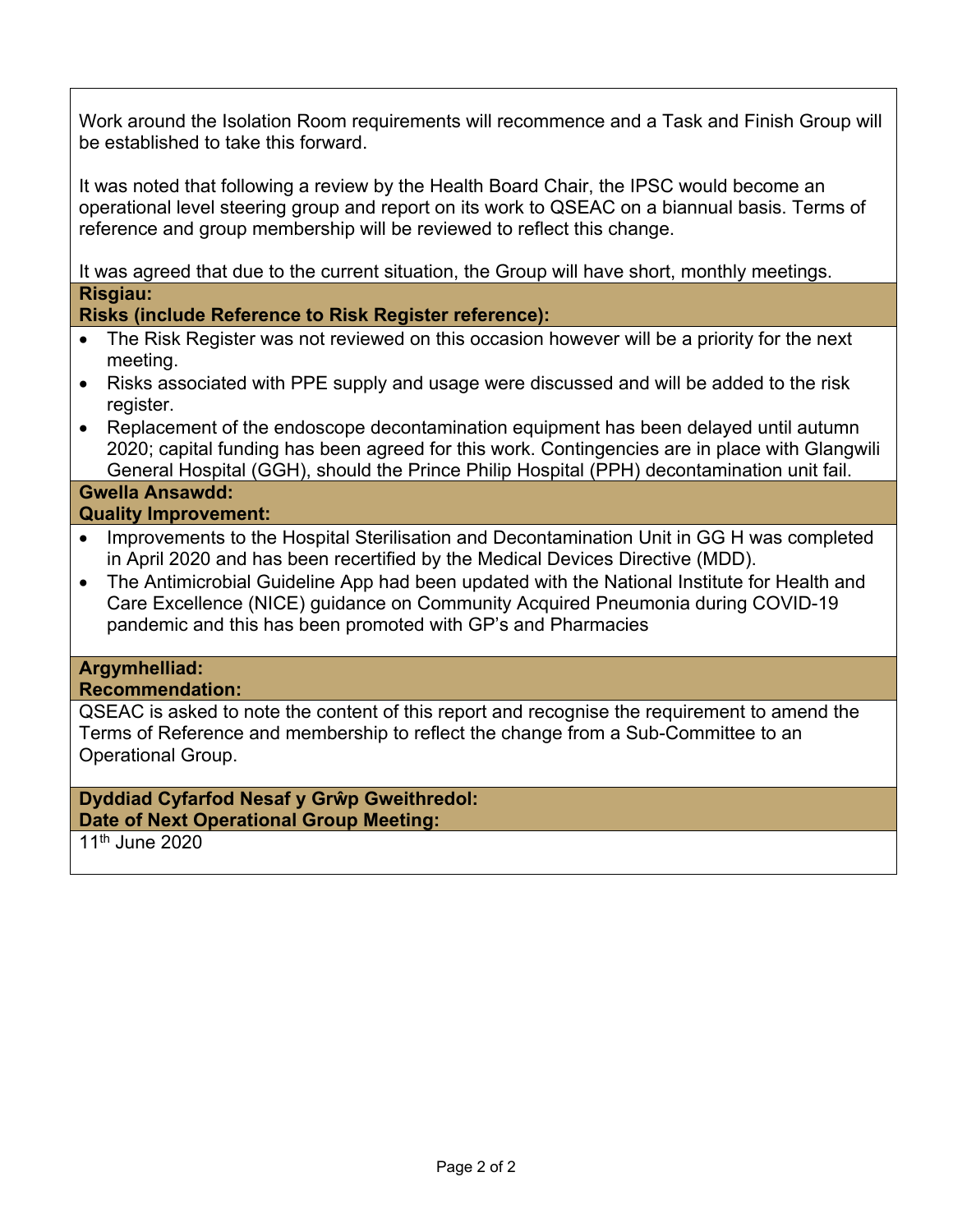Work around the Isolation Room requirements will recommence and a Task and Finish Group will be established to take this forward.

It was noted that following a review by the Health Board Chair, the IPSC would become an operational level steering group and report on its work to QSEAC on a biannual basis. Terms of reference and group membership will be reviewed to reflect this change.

It was agreed that due to the current situation, the Group will have short, monthly meetings.

**Risgiau:**
**Risks (include Reference to Risk Register reference):**

- The Risk Register was not reviewed on this occasion however will be a priority for the next meeting.
- Risks associated with PPE supply and usage were discussed and will be added to the risk register.
- Replacement of the endoscope decontamination equipment has been delayed until autumn 2020; capital funding has been agreed for this work. Contingencies are in place with Glangwili General Hospital (GGH), should the Prince Philip Hospital (PPH) decontamination unit fail.

**Gwella Ansawdd:**
**Quality Improvement:**

- Improvements to the Hospital Sterilisation and Decontamination Unit in GG H was completed in April 2020 and has been recertified by the Medical Devices Directive (MDD).
- The Antimicrobial Guideline App had been updated with the National Institute for Health and Care Excellence (NICE) guidance on Community Acquired Pneumonia during COVID-19 pandemic and this has been promoted with GP's and Pharmacies

**Argymhelliad:**
**Recommendation:**

QSEAC is asked to note the content of this report and recognise the requirement to amend the Terms of Reference and membership to reflect the change from a Sub-Committee to an Operational Group.

**Dyddiad Cyfarfod Nesaf y Grŵp Gweithredol:**
**Date of Next Operational Group Meeting:**

11th June 2020